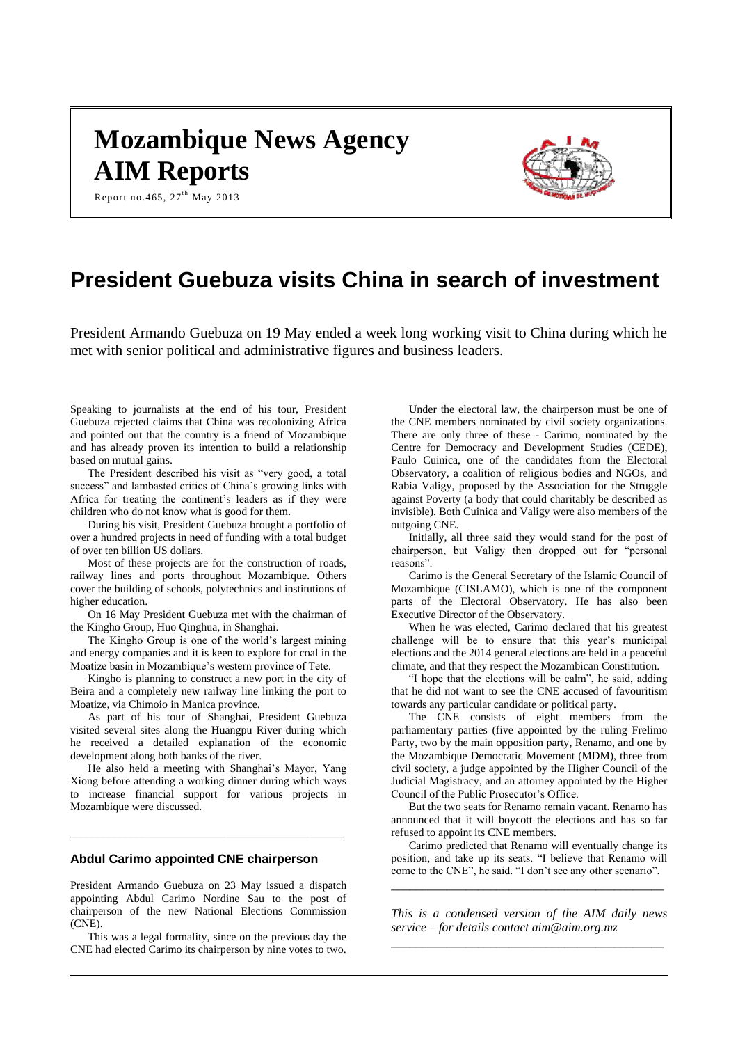# Mozambique News Agency AIM Reports

Report no.465, 27th May 2013

# President Guebuza visits China in search of investment

President Armando Guebuza on 19 May ended a week long working visit to China during which he met with senior political and administrative figures and business leaders.

Speaking to journalists at the end of his tour, President Guebuza rejected claims that China was recolonizing Africa and pointed out that the country is a friend of Mozambique and has already proven its intention to build a relationship based on mutual gains.

The President described his visit as "very good, a total success" and lambasted critics of China's growing links with Africa for treating the continent's leaders as if they were children who do not know what is good for them.

During his visit, President Guebuza brought a portfolio of over a hundred projects in need of funding with a total budget of over ten billion US dollars.

Most of these projects are for the construction of roads, railway lines and ports throughout Mozambique. Others cover the building of schools, polytechnics and institutions of higher education.

On 16 May President Guebuza met with the chairman of the Kingho Group, Huo Qinghua, in Shanghai.

The Kingho Group is one of the world's largest mining and energy companies and it is keen to explore for coal in the Moatize basin in Mozambique's western province of Tete.

Kingho is planning to construct a new port in the city of Beira and a completely new railway line linking the port to Moatize, via Chimoio in Manica province.

As part of his tour of Shanghai, President Guebuza visited several sites along the Huangpu River during which he received a detailed explanation of the economic development along both banks of the river.

He also held a meeting with Shanghai's Mayor, Yang Xiong before attending a working dinner during which ways to increase financial support for various projects in Mozambique were discussed.

---

### Abdul Carimo appointed CNE chairperson

President Armando Guebuza on 23 May issued a dispatch appointing Abdul Carimo Nordine Sau to the post of chairperson of the new National Elections Commission (CNE).

This was a legal formality, since on the previous day the CNE had elected Carimo its chairperson by nine votes to two.

Under the electoral law, the chairperson must be one of the CNE members nominated by civil society organizations. There are only three of these - Carimo, nominated by the Centre for Democracy and Development Studies (CEDE), Paulo Cuinica, one of the candidates from the Electoral Observatory, a coalition of religious bodies and NGOs, and Rabia Valigy, proposed by the Association for the Struggle against Poverty (a body that could charitably be described as invisible). Both Cuinica and Valigy were also members of the outgoing CNE.

Initially, all three said they would stand for the post of chairperson, but Valigy then dropped out for "personal reasons".

Carimo is the General Secretary of the Islamic Council of Mozambique (CISLAMO), which is one of the component parts of the Electoral Observatory. He has also been Executive Director of the Observatory.

When he was elected, Carimo declared that his greatest challenge will be to ensure that this year's municipal elections and the 2014 general elections are held in a peaceful climate, and that they respect the Mozambican Constitution.

"I hope that the elections will be calm", he said, adding that he did not want to see the CNE accused of favouritism towards any particular candidate or political party.

The CNE consists of eight members from the parliamentary parties (five appointed by the ruling Frelimo Party, two by the main opposition party, Renamo, and one by the Mozambique Democratic Movement (MDM), three from civil society, a judge appointed by the Higher Council of the Judicial Magistracy, and an attorney appointed by the Higher Council of the Public Prosecutor's Office.

But the two seats for Renamo remain vacant. Renamo has announced that it will boycott the elections and has so far refused to appoint its CNE members.

Carimo predicted that Renamo will eventually change its position, and take up its seats. "I believe that Renamo will come to the CNE", he said. "I don't see any other scenario".

---

*This is a condensed version of the AIM daily news service – for details contact aim@aim.org.mz*

---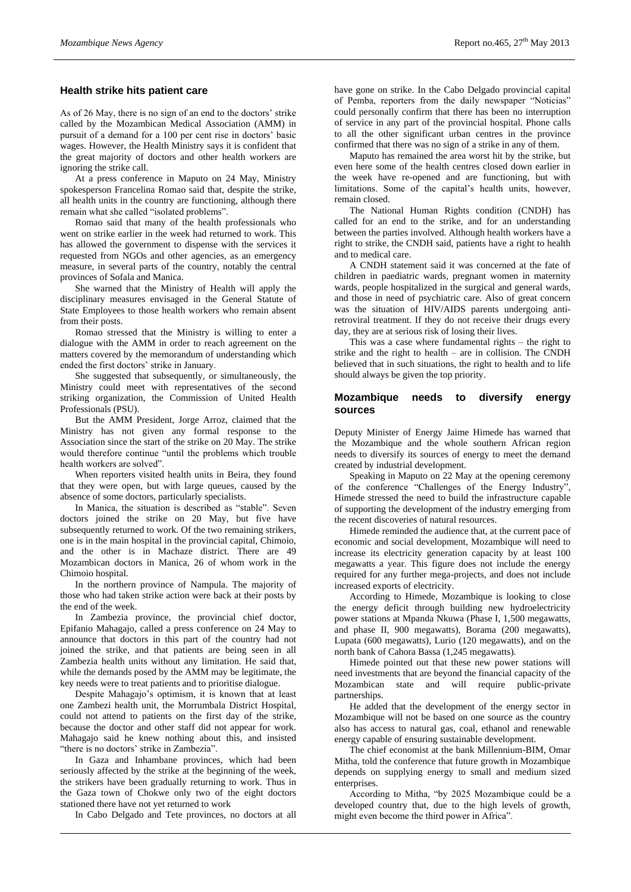## Health strike hits patient care

As of 26 May, there is no sign of an end to the doctors' strike called by the Mozambican Medical Association (AMM) in pursuit of a demand for a 100 per cent rise in doctors' basic wages. However, the Health Ministry says it is confident that the great majority of doctors and other health workers are ignoring the strike call.

At a press conference in Maputo on 24 May, Ministry spokesperson Francelina Romao said that, despite the strike, all health units in the country are functioning, although there remain what she called "isolated problems".

Romao said that many of the health professionals who went on strike earlier in the week had returned to work. This has allowed the government to dispense with the services it requested from NGOs and other agencies, as an emergency measure, in several parts of the country, notably the central provinces of Sofala and Manica.

She warned that the Ministry of Health will apply the disciplinary measures envisaged in the General Statute of State Employees to those health workers who remain absent from their posts.

Romao stressed that the Ministry is willing to enter a dialogue with the AMM in order to reach agreement on the matters covered by the memorandum of understanding which ended the first doctors' strike in January.

She suggested that subsequently, or simultaneously, the Ministry could meet with representatives of the second striking organization, the Commission of United Health Professionals (PSU).

But the AMM President, Jorge Arroz, claimed that the Ministry has not given any formal response to the Association since the start of the strike on 20 May. The strike would therefore continue "until the problems which trouble health workers are solved".

When reporters visited health units in Beira, they found that they were open, but with large queues, caused by the absence of some doctors, particularly specialists.

In Manica, the situation is described as "stable". Seven doctors joined the strike on 20 May, but five have subsequently returned to work. Of the two remaining strikers, one is in the main hospital in the provincial capital, Chimoio, and the other is in Machaze district. There are 49 Mozambican doctors in Manica, 26 of whom work in the Chimoio hospital.

In the northern province of Nampula. The majority of those who had taken strike action were back at their posts by the end of the week.

In Zambezia province, the provincial chief doctor, Epifanio Mahagajo, called a press conference on 24 May to announce that doctors in this part of the country had not joined the strike, and that patients are being seen in all Zambezia health units without any limitation. He said that, while the demands posed by the AMM may be legitimate, the key needs were to treat patients and to prioritise dialogue.

Despite Mahagajo's optimism, it is known that at least one Zambezi health unit, the Morrumbala District Hospital, could not attend to patients on the first day of the strike, because the doctor and other staff did not appear for work. Mahagajo said he knew nothing about this, and insisted "there is no doctors' strike in Zambezia".

In Gaza and Inhambane provinces, which had been seriously affected by the strike at the beginning of the week, the strikers have been gradually returning to work. Thus in the Gaza town of Chokwe only two of the eight doctors stationed there have not yet returned to work

In Cabo Delgado and Tete provinces, no doctors at all have gone on strike. In the Cabo Delgado provincial capital of Pemba, reporters from the daily newspaper "Noticias" could personally confirm that there has been no interruption of service in any part of the provincial hospital. Phone calls to all the other significant urban centres in the province confirmed that there was no sign of a strike in any of them.

Maputo has remained the area worst hit by the strike, but even here some of the health centres closed down earlier in the week have re-opened and are functioning, but with limitations. Some of the capital's health units, however, remain closed.

The National Human Rights condition (CNDH) has called for an end to the strike, and for an understanding between the parties involved. Although health workers have a right to strike, the CNDH said, patients have a right to health and to medical care.

A CNDH statement said it was concerned at the fate of children in paediatric wards, pregnant women in maternity wards, people hospitalized in the surgical and general wards, and those in need of psychiatric care. Also of great concern was the situation of HIV/AIDS parents undergoing anti-retroviral treatment. If they do not receive their drugs every day, they are at serious risk of losing their lives.

This was a case where fundamental rights – the right to strike and the right to health – are in collision. The CNDH believed that in such situations, the right to health and to life should always be given the top priority.

## Mozambique needs to diversify energy sources

Deputy Minister of Energy Jaime Himede has warned that the Mozambique and the whole southern African region needs to diversify its sources of energy to meet the demand created by industrial development.

Speaking in Maputo on 22 May at the opening ceremony of the conference "Challenges of the Energy Industry", Himede stressed the need to build the infrastructure capable of supporting the development of the industry emerging from the recent discoveries of natural resources.

Himede reminded the audience that, at the current pace of economic and social development, Mozambique will need to increase its electricity generation capacity by at least 100 megawatts a year. This figure does not include the energy required for any further mega-projects, and does not include increased exports of electricity.

According to Himede, Mozambique is looking to close the energy deficit through building new hydroelectricity power stations at Mpanda Nkuwa (Phase I, 1,500 megawatts, and phase II, 900 megawatts), Borama (200 megawatts), Lupata (600 megawatts), Lurio (120 megawatts), and on the north bank of Cahora Bassa (1,245 megawatts).

Himede pointed out that these new power stations will need investments that are beyond the financial capacity of the Mozambican state and will require public-private partnerships.

He added that the development of the energy sector in Mozambique will not be based on one source as the country also has access to natural gas, coal, ethanol and renewable energy capable of ensuring sustainable development.

The chief economist at the bank Millennium-BIM, Omar Mitha, told the conference that future growth in Mozambique depends on supplying energy to small and medium sized enterprises.

According to Mitha, "by 2025 Mozambique could be a developed country that, due to the high levels of growth, might even become the third power in Africa".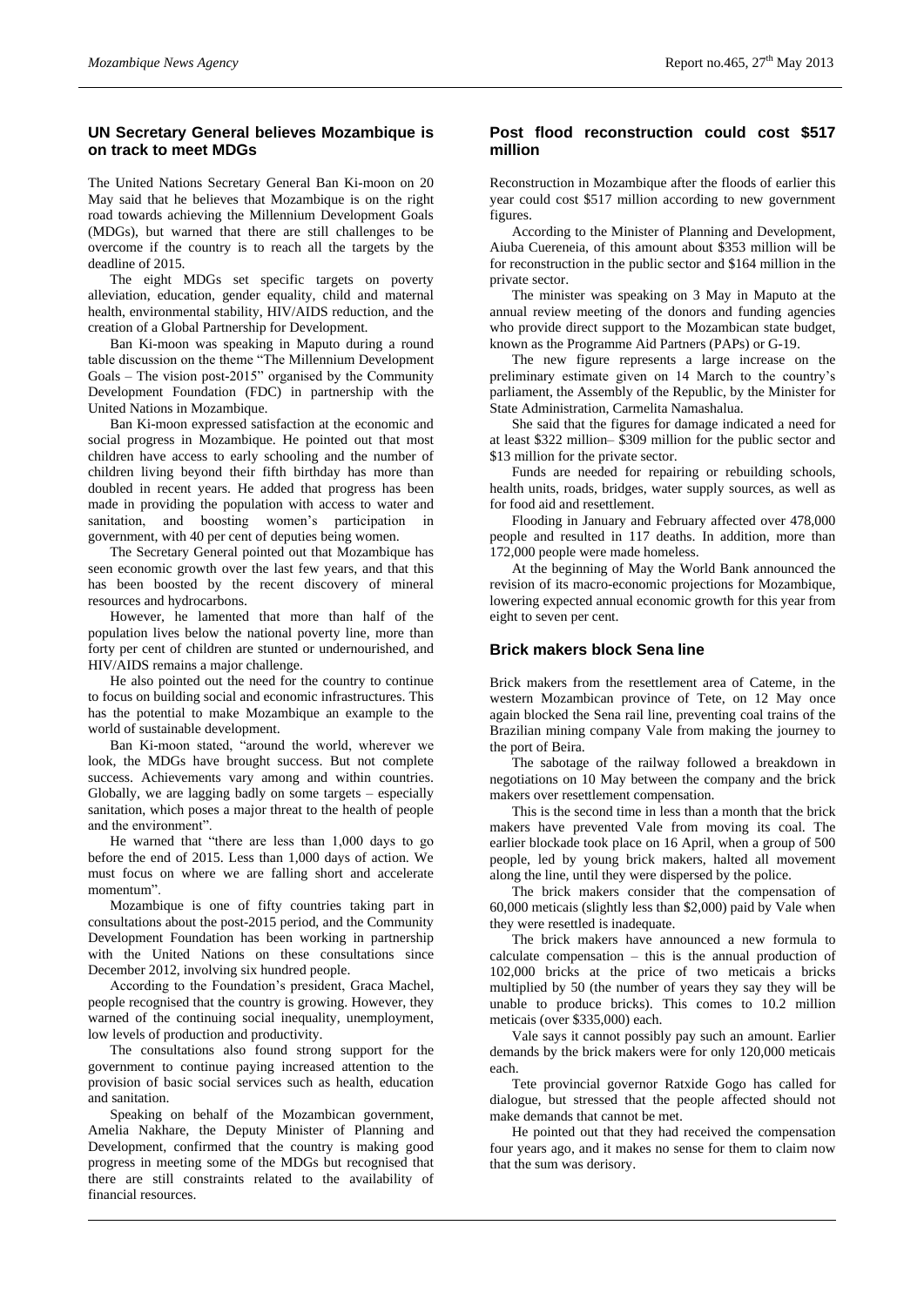## UN Secretary General believes Mozambique is on track to meet MDGs

The United Nations Secretary General Ban Ki-moon on 20 May said that he believes that Mozambique is on the right road towards achieving the Millennium Development Goals (MDGs), but warned that there are still challenges to be overcome if the country is to reach all the targets by the deadline of 2015.

The eight MDGs set specific targets on poverty alleviation, education, gender equality, child and maternal health, environmental stability, HIV/AIDS reduction, and the creation of a Global Partnership for Development.

Ban Ki-moon was speaking in Maputo during a round table discussion on the theme "The Millennium Development Goals – The vision post-2015" organised by the Community Development Foundation (FDC) in partnership with the United Nations in Mozambique.

Ban Ki-moon expressed satisfaction at the economic and social progress in Mozambique. He pointed out that most children have access to early schooling and the number of children living beyond their fifth birthday has more than doubled in recent years. He added that progress has been made in providing the population with access to water and sanitation, and boosting women's participation in government, with 40 per cent of deputies being women.

The Secretary General pointed out that Mozambique has seen economic growth over the last few years, and that this has been boosted by the recent discovery of mineral resources and hydrocarbons.

However, he lamented that more than half of the population lives below the national poverty line, more than forty per cent of children are stunted or undernourished, and HIV/AIDS remains a major challenge.

He also pointed out the need for the country to continue to focus on building social and economic infrastructures. This has the potential to make Mozambique an example to the world of sustainable development.

Ban Ki-moon stated, "around the world, wherever we look, the MDGs have brought success. But not complete success. Achievements vary among and within countries. Globally, we are lagging badly on some targets – especially sanitation, which poses a major threat to the health of people and the environment".

He warned that "there are less than 1,000 days to go before the end of 2015. Less than 1,000 days of action. We must focus on where we are falling short and accelerate momentum".

Mozambique is one of fifty countries taking part in consultations about the post-2015 period, and the Community Development Foundation has been working in partnership with the United Nations on these consultations since December 2012, involving six hundred people.

According to the Foundation's president, Graca Machel, people recognised that the country is growing. However, they warned of the continuing social inequality, unemployment, low levels of production and productivity.

The consultations also found strong support for the government to continue paying increased attention to the provision of basic social services such as health, education and sanitation.

Speaking on behalf of the Mozambican government, Amelia Nakhare, the Deputy Minister of Planning and Development, confirmed that the country is making good progress in meeting some of the MDGs but recognised that there are still constraints related to the availability of financial resources.

## Post flood reconstruction could cost $517 million

Reconstruction in Mozambique after the floods of earlier this year could cost $517 million according to new government figures.

According to the Minister of Planning and Development, Aiuba Cuereneia, of this amount about $353 million will be for reconstruction in the public sector and $164 million in the private sector.

The minister was speaking on 3 May in Maputo at the annual review meeting of the donors and funding agencies who provide direct support to the Mozambican state budget, known as the Programme Aid Partners (PAPs) or G-19.

The new figure represents a large increase on the preliminary estimate given on 14 March to the country's parliament, the Assembly of the Republic, by the Minister for State Administration, Carmelita Namashalua.

She said that the figures for damage indicated a need for at least $322 million– $309 million for the public sector and $13 million for the private sector.

Funds are needed for repairing or rebuilding schools, health units, roads, bridges, water supply sources, as well as for food aid and resettlement.

Flooding in January and February affected over 478,000 people and resulted in 117 deaths. In addition, more than 172,000 people were made homeless.

At the beginning of May the World Bank announced the revision of its macro-economic projections for Mozambique, lowering expected annual economic growth for this year from eight to seven per cent.

## Brick makers block Sena line

Brick makers from the resettlement area of Cateme, in the western Mozambican province of Tete, on 12 May once again blocked the Sena rail line, preventing coal trains of the Brazilian mining company Vale from making the journey to the port of Beira.

The sabotage of the railway followed a breakdown in negotiations on 10 May between the company and the brick makers over resettlement compensation.

This is the second time in less than a month that the brick makers have prevented Vale from moving its coal. The earlier blockade took place on 16 April, when a group of 500 people, led by young brick makers, halted all movement along the line, until they were dispersed by the police.

The brick makers consider that the compensation of 60,000 meticais (slightly less than $2,000) paid by Vale when they were resettled is inadequate.

The brick makers have announced a new formula to calculate compensation – this is the annual production of 102,000 bricks at the price of two meticais a bricks multiplied by 50 (the number of years they say they will be unable to produce bricks). This comes to 10.2 million meticais (over $335,000) each.

Vale says it cannot possibly pay such an amount. Earlier demands by the brick makers were for only 120,000 meticais each.

Tete provincial governor Ratxide Gogo has called for dialogue, but stressed that the people affected should not make demands that cannot be met.

He pointed out that they had received the compensation four years ago, and it makes no sense for them to claim now that the sum was derisory.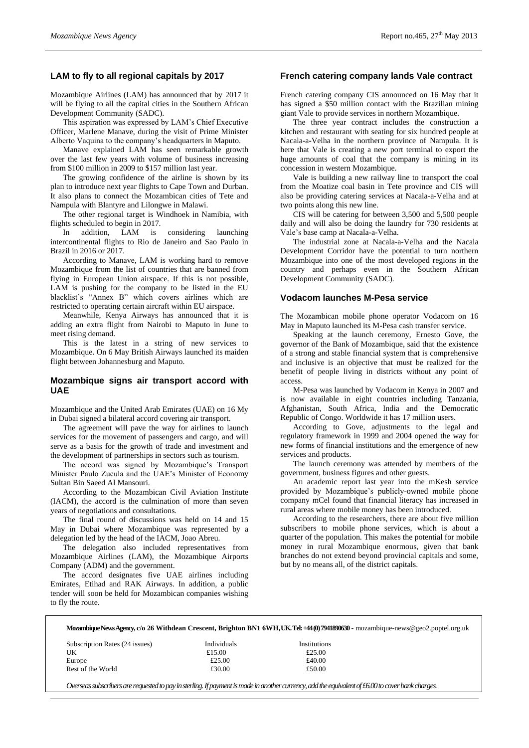## LAM to fly to all regional capitals by 2017

Mozambique Airlines (LAM) has announced that by 2017 it will be flying to all the capital cities in the Southern African Development Community (SADC).

This aspiration was expressed by LAM's Chief Executive Officer, Marlene Manave, during the visit of Prime Minister Alberto Vaquina to the company's headquarters in Maputo.

Manave explained LAM has seen remarkable growth over the last few years with volume of business increasing from \$100 million in 2009 to \$157 million last year.

The growing confidence of the airline is shown by its plan to introduce next year flights to Cape Town and Durban. It also plans to connect the Mozambican cities of Tete and Nampula with Blantyre and Lilongwe in Malawi.

The other regional target is Windhoek in Namibia, with flights scheduled to begin in 2017.

In addition, LAM is considering launching intercontinental flights to Rio de Janeiro and Sao Paulo in Brazil in 2016 or 2017.

According to Manave, LAM is working hard to remove Mozambique from the list of countries that are banned from flying in European Union airspace. If this is not possible, LAM is pushing for the company to be listed in the EU blacklist's "Annex B" which covers airlines which are restricted to operating certain aircraft within EU airspace.

Meanwhile, Kenya Airways has announced that it is adding an extra flight from Nairobi to Maputo in June to meet rising demand.

This is the latest in a string of new services to Mozambique. On 6 May British Airways launched its maiden flight between Johannesburg and Maputo.

## Mozambique signs air transport accord with UAE

Mozambique and the United Arab Emirates (UAE) on 16 My in Dubai signed a bilateral accord covering air transport.

The agreement will pave the way for airlines to launch services for the movement of passengers and cargo, and will serve as a basis for the growth of trade and investment and the development of partnerships in sectors such as tourism.

The accord was signed by Mozambique's Transport Minister Paulo Zucula and the UAE's Minister of Economy Sultan Bin Saeed Al Mansouri.

According to the Mozambican Civil Aviation Institute (IACM), the accord is the culmination of more than seven years of negotiations and consultations.

The final round of discussions was held on 14 and 15 May in Dubai where Mozambique was represented by a delegation led by the head of the IACM, Joao Abreu.

The delegation also included representatives from Mozambique Airlines (LAM), the Mozambique Airports Company (ADM) and the government.

The accord designates five UAE airlines including Emirates, Etihad and RAK Airways. In addition, a public tender will soon be held for Mozambican companies wishing to fly the route.

## French catering company lands Vale contract

French catering company CIS announced on 16 May that it has signed a \$50 million contact with the Brazilian mining giant Vale to provide services in northern Mozambique.

The three year contract includes the construction a kitchen and restaurant with seating for six hundred people at Nacala-a-Velha in the northern province of Nampula. It is here that Vale is creating a new port terminal to export the huge amounts of coal that the company is mining in its concession in western Mozambique.

Vale is building a new railway line to transport the coal from the Moatize coal basin in Tete province and CIS will also be providing catering services at Nacala-a-Velha and at two points along this new line.

CIS will be catering for between 3,500 and 5,500 people daily and will also be doing the laundry for 730 residents at Vale's base camp at Nacala-a-Velha.

The industrial zone at Nacala-a-Velha and the Nacala Development Corridor have the potential to turn northern Mozambique into one of the most developed regions in the country and perhaps even in the Southern African Development Community (SADC).

## Vodacom launches M-Pesa service

The Mozambican mobile phone operator Vodacom on 16 May in Maputo launched its M-Pesa cash transfer service.

Speaking at the launch ceremony, Ernesto Gove, the governor of the Bank of Mozambique, said that the existence of a strong and stable financial system that is comprehensive and inclusive is an objective that must be realized for the benefit of people living in districts without any point of access.

M-Pesa was launched by Vodacom in Kenya in 2007 and is now available in eight countries including Tanzania, Afghanistan, South Africa, India and the Democratic Republic of Congo. Worldwide it has 17 million users.

According to Gove, adjustments to the legal and regulatory framework in 1999 and 2004 opened the way for new forms of financial institutions and the emergence of new services and products.

The launch ceremony was attended by members of the government, business figures and other guests.

An academic report last year into the mKesh service provided by Mozambique's publicly-owned mobile phone company mCel found that financial literacy has increased in rural areas where mobile money has been introduced.

According to the researchers, there are about five million subscribers to mobile phone services, which is about a quarter of the population. This makes the potential for mobile money in rural Mozambique enormous, given that bank branches do not extend beyond provincial capitals and some, but by no means all, of the district capitals.

**Mozambique News Agency, c/o 26 Withdean Crescent, Brighton BN1 6WH, UK. Tel: +44 (0) 7941890630** - mozambique-news@geo2.poptel.org.uk

| Subscription Rates (24 issues) | Individuals | Institutions |
|---|---|---|
| UK | £15.00 | £25.00 |
| Europe | £25.00 | £40.00 |
| Rest of the World | £30.00 | £50.00 |

*Overseas subscribers are requested to pay in sterling. If payment is made in another currency, add the equivalent of £6.00 to cover bank charges.*